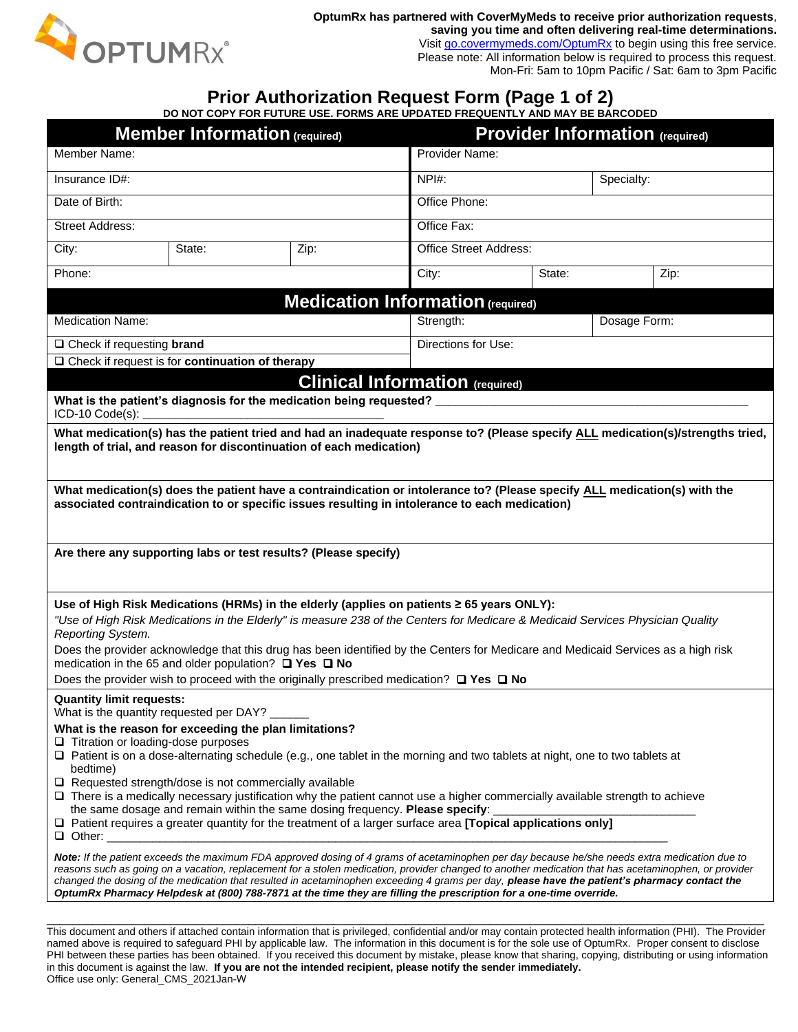OptumRx has partnered with CoverMyMeds to receive prior authorization requests, saving you time and often delivering real-time determinations.
Visit go.covermymeds.com/OptumRx to begin using this free service.
Please note: All information below is required to process this request.
Mon-Fri: 5am to 10pm Pacific / Sat: 6am to 3pm Pacific

# Prior Authorization Request Form (Page 1 of 2)

**DO NOT COPY FOR FUTURE USE. FORMS ARE UPDATED FREQUENTLY AND MAY BE BARCODED**

| **Member Information** (required) | | | **Provider Information** (required) | | |
|---|---|---|---|---|---|
| Member Name: | | | Provider Name: | | |
| Insurance ID#: | | | NPI#: | | Specialty: |
| Date of Birth: | | | Office Phone: | | |
| Street Address: | | | Office Fax: | | |
| City: | State: | Zip: | Office Street Address: | | |
| Phone: | | | City: | State: | Zip: |

## Medication Information (required)

| Medication Name: | Strength: | Dosage Form: |
|---|---|---|
| ❑ Check if requesting **brand** | Directions for Use: | |
| ❑ Check if request is for **continuation of therapy** | | |

## Clinical Information (required)

**What is the patient's diagnosis for the medication being requested?** ______________________________________________

ICD-10 Code(s): ___________________________________

**What medication(s) has the patient tried and had an inadequate response to? (Please specify ALL medication(s)/strengths tried, length of trial, and reason for discontinuation of each medication)**

**What medication(s) does the patient have a contraindication or intolerance to? (Please specify ALL medication(s) with the associated contraindication to or specific issues resulting in intolerance to each medication)**

**Are there any supporting labs or test results? (Please specify)**

**Use of High Risk Medications (HRMs) in the elderly (applies on patients ≥ 65 years ONLY):**

*"Use of High Risk Medications in the Elderly" is measure 238 of the Centers for Medicare & Medicaid Services Physician Quality Reporting System.*

Does the provider acknowledge that this drug has been identified by the Centers for Medicare and Medicaid Services as a high risk medication in the 65 and older population? ❑ **Yes** ❑ **No**

Does the provider wish to proceed with the originally prescribed medication? ❑ **Yes** ❑ **No**

**Quantity limit requests:**

What is the quantity requested per DAY? ______

**What is the reason for exceeding the plan limitations?**

- ❑ Titration or loading-dose purposes
- ❑ Patient is on a dose-alternating schedule (e.g., one tablet in the morning and two tablets at night, one to two tablets at bedtime)
- ❑ Requested strength/dose is not commercially available
- ❑ There is a medically necessary justification why the patient cannot use a higher commercially available strength to achieve the same dosage and remain within the same dosing frequency. **Please specify**: ______________________________
- ❑ Patient requires a greater quantity for the treatment of a larger surface area **[Topical applications only]**
- ❑ Other: ________________________________________________________________________________________

***Note:*** *If the patient exceeds the maximum FDA approved dosing of 4 grams of acetaminophen per day because he/she needs extra medication due to reasons such as going on a vacation, replacement for a stolen medication, provider changed to another medication that has acetaminophen, or provider changed the dosing of the medication that resulted in acetaminophen exceeding 4 grams per day,* ***please have the patient's pharmacy contact the OptumRx Pharmacy Helpdesk at (800) 788-7871 at the time they are filling the prescription for a one-time override.***

---

This document and others if attached contain information that is privileged, confidential and/or may contain protected health information (PHI). The Provider named above is required to safeguard PHI by applicable law. The information in this document is for the sole use of OptumRx. Proper consent to disclose PHI between these parties has been obtained. If you received this document by mistake, please know that sharing, copying, distributing or using information in this document is against the law. **If you are not the intended recipient, please notify the sender immediately.**

Office use only: General_CMS_2021Jan-W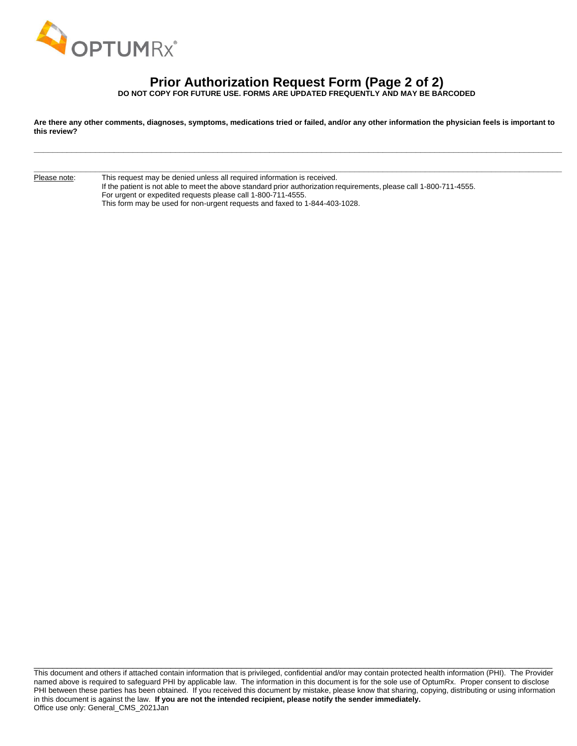# Prior Authorization Request Form (Page 2 of 2)

**DO NOT COPY FOR FUTURE USE. FORMS ARE UPDATED FREQUENTLY AND MAY BE BARCODED**

**Are there any other comments, diagnoses, symptoms, medications tried or failed, and/or any other information the physician feels is important to this review?**

______________________________________________________________________________________________________

______________________________________________________________________________________________________

Please note: This request may be denied unless all required information is received.
If the patient is not able to meet the above standard prior authorization requirements, please call 1-800-711-4555.
For urgent or expedited requests please call 1-800-711-4555.
This form may be used for non-urgent requests and faxed to 1-844-403-1028.

This document and others if attached contain information that is privileged, confidential and/or may contain protected health information (PHI). The Provider named above is required to safeguard PHI by applicable law. The information in this document is for the sole use of OptumRx. Proper consent to disclose PHI between these parties has been obtained. If you received this document by mistake, please know that sharing, copying, distributing or using information in this document is against the law. **If you are not the intended recipient, please notify the sender immediately.**

Office use only: General_CMS_2021Jan